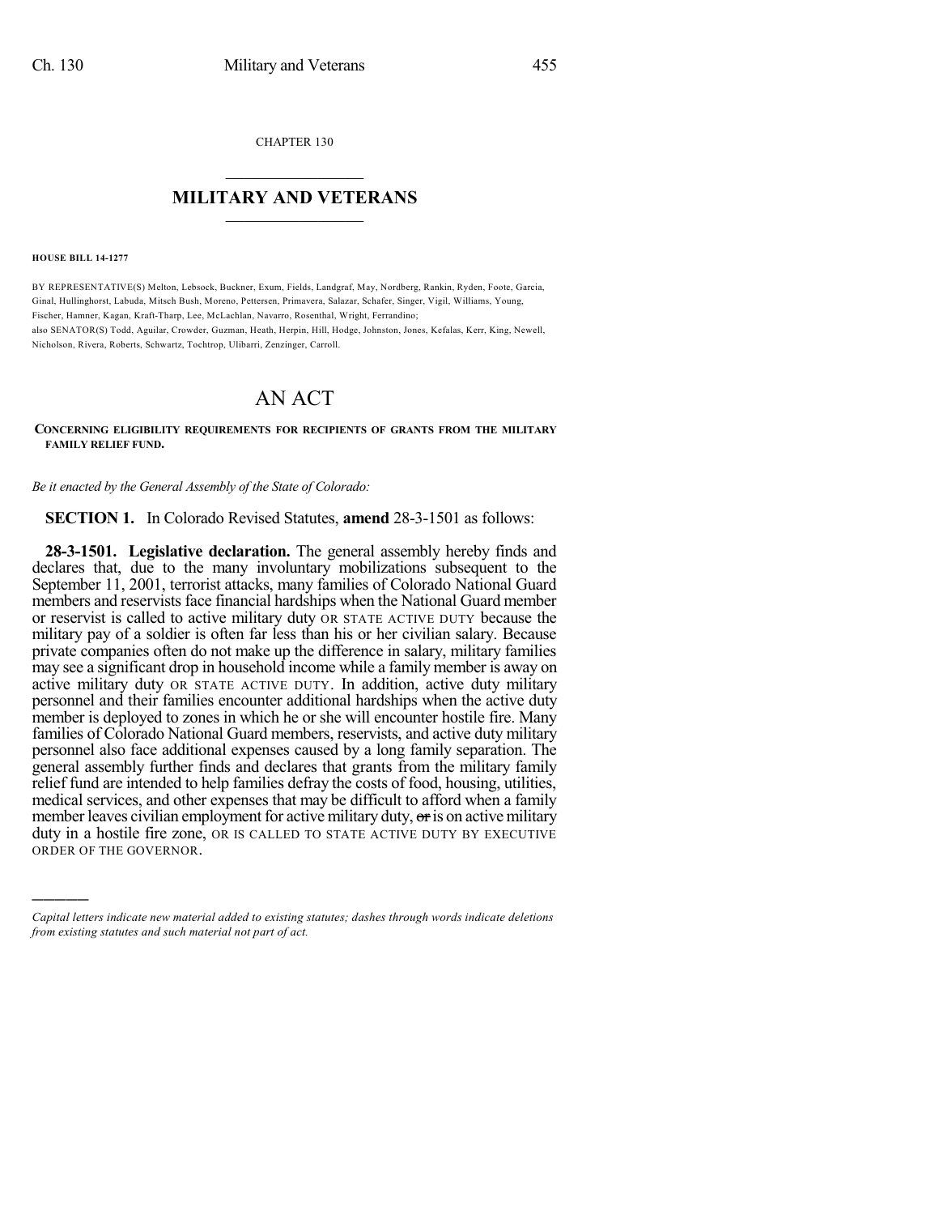CHAPTER 130

# MILITARY AND VETERANS

**HOUSE BILL 14-1277**

BY REPRESENTATIVE(S) Melton, Lebsock, Buckner, Exum, Fields, Landgraf, May, Nordberg, Rankin, Ryden, Foote, Garcia, Ginal, Hullinghorst, Labuda, Mitsch Bush, Moreno, Pettersen, Primavera, Salazar, Schafer, Singer, Vigil, Williams, Young, Fischer, Hamner, Kagan, Kraft-Tharp, Lee, McLachlan, Navarro, Rosenthal, Wright, Ferrandino;
also SENATOR(S) Todd, Aguilar, Crowder, Guzman, Heath, Herpin, Hill, Hodge, Johnston, Jones, Kefalas, Kerr, King, Newell, Nicholson, Rivera, Roberts, Schwartz, Tochtrop, Ulibarri, Zenzinger, Carroll.

# AN ACT

**CONCERNING ELIGIBILITY REQUIREMENTS FOR RECIPIENTS OF GRANTS FROM THE MILITARY FAMILY RELIEF FUND.**

*Be it enacted by the General Assembly of the State of Colorado:*

**SECTION 1.** In Colorado Revised Statutes, **amend** 28-3-1501 as follows:

**28-3-1501. Legislative declaration.** The general assembly hereby finds and declares that, due to the many involuntary mobilizations subsequent to the September 11, 2001, terrorist attacks, many families of Colorado National Guard members and reservists face financial hardships when the National Guard member or reservist is called to active military duty OR STATE ACTIVE DUTY because the military pay of a soldier is often far less than his or her civilian salary. Because private companies often do not make up the difference in salary, military families may see a significant drop in household income while a family member is away on active military duty OR STATE ACTIVE DUTY. In addition, active duty military personnel and their families encounter additional hardships when the active duty member is deployed to zones in which he or she will encounter hostile fire. Many families of Colorado National Guard members, reservists, and active duty military personnel also face additional expenses caused by a long family separation. The general assembly further finds and declares that grants from the military family relief fund are intended to help families defray the costs of food, housing, utilities, medical services, and other expenses that may be difficult to afford when a family member leaves civilian employment for active military duty, ~~or~~ is on active military duty in a hostile fire zone, OR IS CALLED TO STATE ACTIVE DUTY BY EXECUTIVE ORDER OF THE GOVERNOR.

---

*Capital letters indicate new material added to existing statutes; dashes through words indicate deletions from existing statutes and such material not part of act.*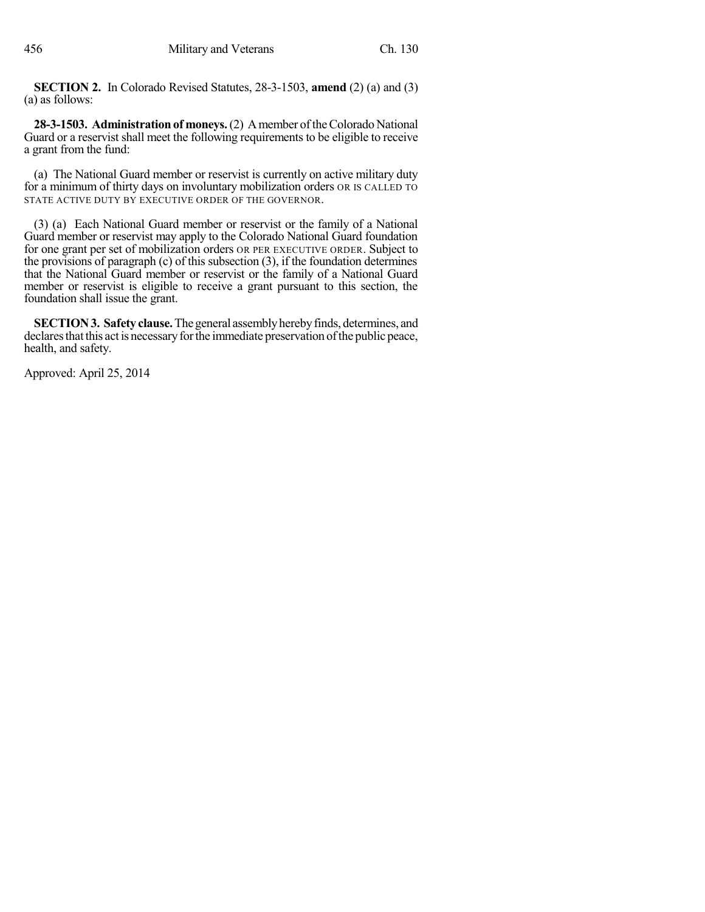**SECTION 2.** In Colorado Revised Statutes, 28-3-1503, **amend** (2) (a) and (3) (a) as follows:

**28-3-1503. Administration of moneys.** (2) A member of the Colorado National Guard or a reservist shall meet the following requirements to be eligible to receive a grant from the fund:

(a) The National Guard member or reservist is currently on active military duty for a minimum of thirty days on involuntary mobilization orders OR IS CALLED TO STATE ACTIVE DUTY BY EXECUTIVE ORDER OF THE GOVERNOR.

(3) (a) Each National Guard member or reservist or the family of a National Guard member or reservist may apply to the Colorado National Guard foundation for one grant per set of mobilization orders OR PER EXECUTIVE ORDER. Subject to the provisions of paragraph (c) of this subsection (3), if the foundation determines that the National Guard member or reservist or the family of a National Guard member or reservist is eligible to receive a grant pursuant to this section, the foundation shall issue the grant.

**SECTION 3. Safety clause.** The general assembly hereby finds, determines, and declares that this act is necessary for the immediate preservation of the public peace, health, and safety.

Approved: April 25, 2014